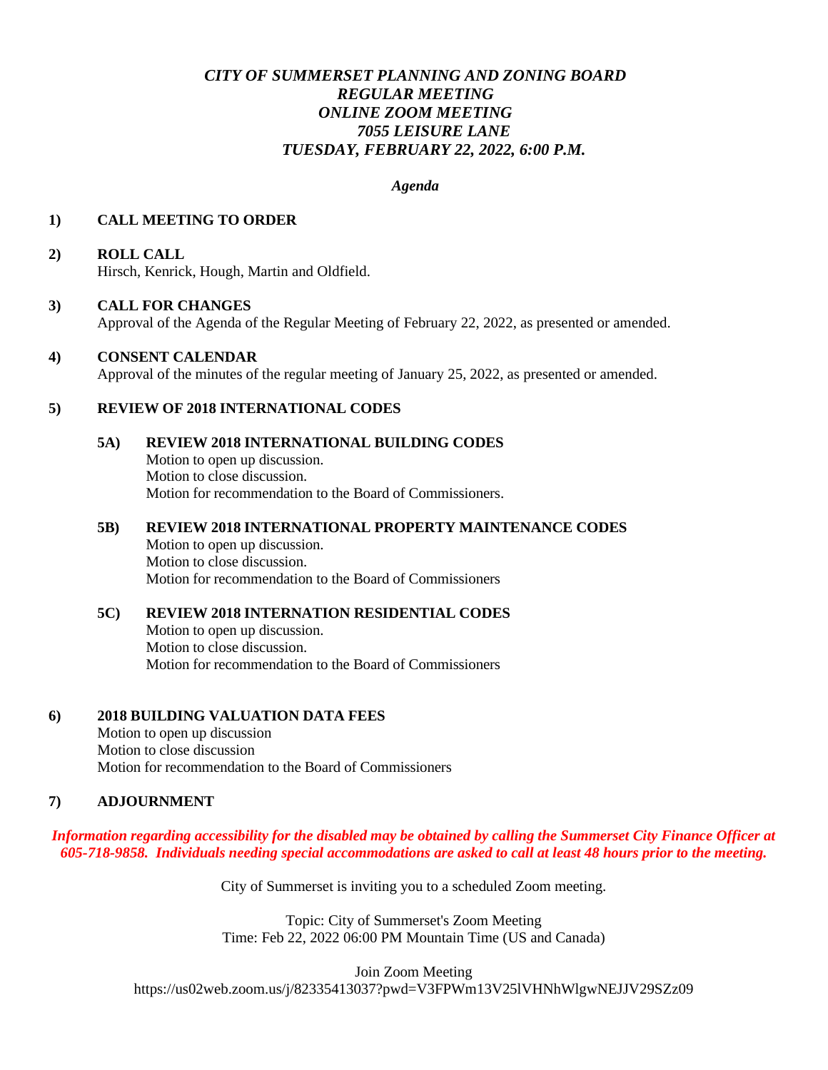# *CITY OF SUMMERSET PLANNING AND ZONING BOARD*
# *REGULAR MEETING*
# *ONLINE ZOOM MEETING*
# *7055 LEISURE LANE*
# *TUESDAY, FEBRUARY 22, 2022, 6:00 P.M.*

*Agenda*

**1) CALL MEETING TO ORDER**

**2) ROLL CALL**
Hirsch, Kenrick, Hough, Martin and Oldfield.

**3) CALL FOR CHANGES**
Approval of the Agenda of the Regular Meeting of February 22, 2022, as presented or amended.

**4) CONSENT CALENDAR**
Approval of the minutes of the regular meeting of January 25, 2022, as presented or amended.

**5) REVIEW OF 2018 INTERNATIONAL CODES**

**5A) REVIEW 2018 INTERNATIONAL BUILDING CODES**
Motion to open up discussion.
Motion to close discussion.
Motion for recommendation to the Board of Commissioners.

**5B) REVIEW 2018 INTERNATIONAL PROPERTY MAINTENANCE CODES**
Motion to open up discussion.
Motion to close discussion.
Motion for recommendation to the Board of Commissioners

**5C) REVIEW 2018 INTERNATION RESIDENTIAL CODES**
Motion to open up discussion.
Motion to close discussion.
Motion for recommendation to the Board of Commissioners

**6) 2018 BUILDING VALUATION DATA FEES**
Motion to open up discussion
Motion to close discussion
Motion for recommendation to the Board of Commissioners

**7) ADJOURNMENT**

***Information regarding accessibility for the disabled may be obtained by calling the Summerset City Finance Officer at 605-718-9858. Individuals needing special accommodations are asked to call at least 48 hours prior to the meeting.***

City of Summerset is inviting you to a scheduled Zoom meeting.

Topic: City of Summerset's Zoom Meeting
Time: Feb 22, 2022 06:00 PM Mountain Time (US and Canada)

Join Zoom Meeting
https://us02web.zoom.us/j/82335413037?pwd=V3FPWm13V25lVHNhWlgwNEJJV29SZz09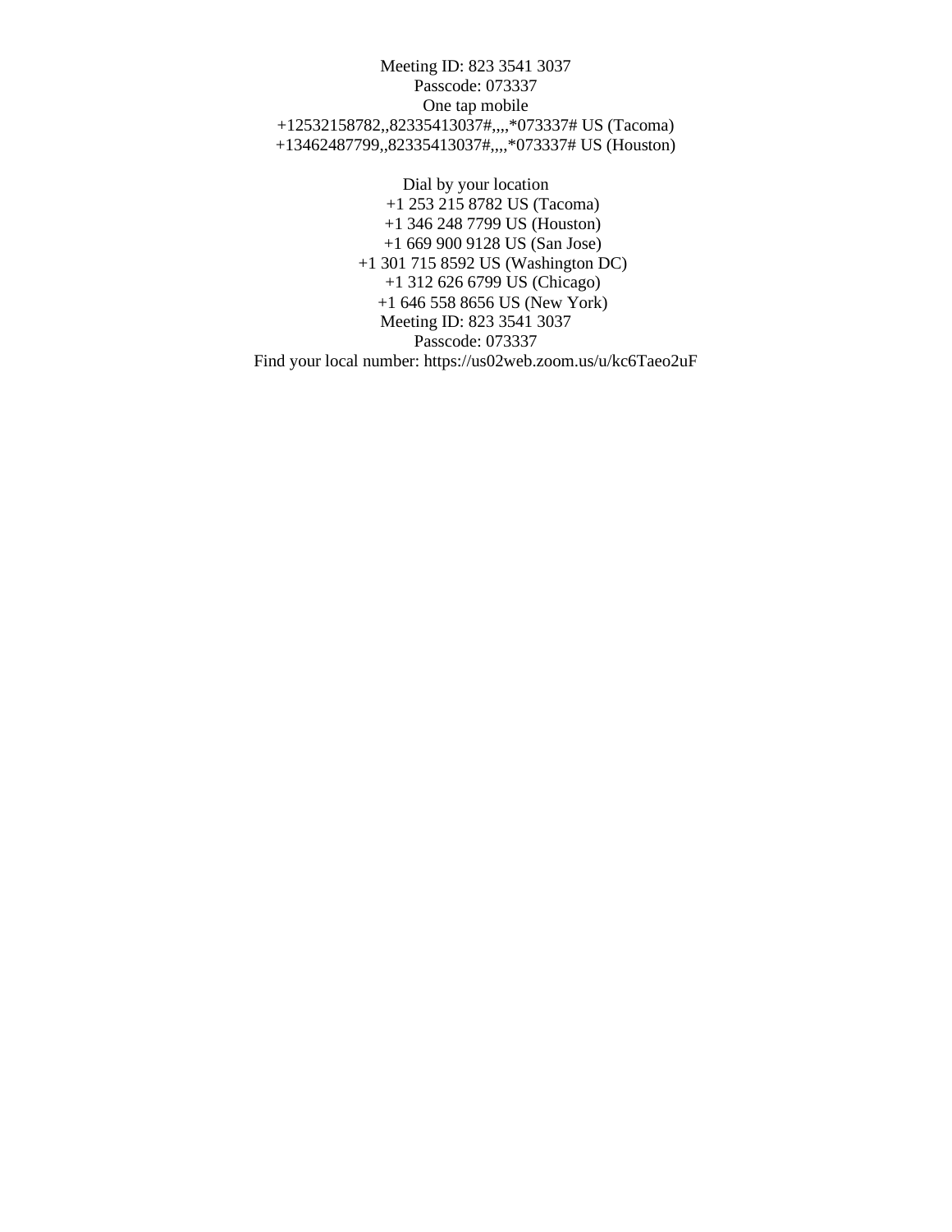Meeting ID: 823 3541 3037
Passcode: 073337
One tap mobile
+12532158782,,82335413037#,,,,*073337# US (Tacoma)
+13462487799,,82335413037#,,,,*073337# US (Houston)

Dial by your location
+1 253 215 8782 US (Tacoma)
+1 346 248 7799 US (Houston)
+1 669 900 9128 US (San Jose)
+1 301 715 8592 US (Washington DC)
+1 312 626 6799 US (Chicago)
+1 646 558 8656 US (New York)
Meeting ID: 823 3541 3037
Passcode: 073337
Find your local number: https://us02web.zoom.us/u/kc6Taeo2uF